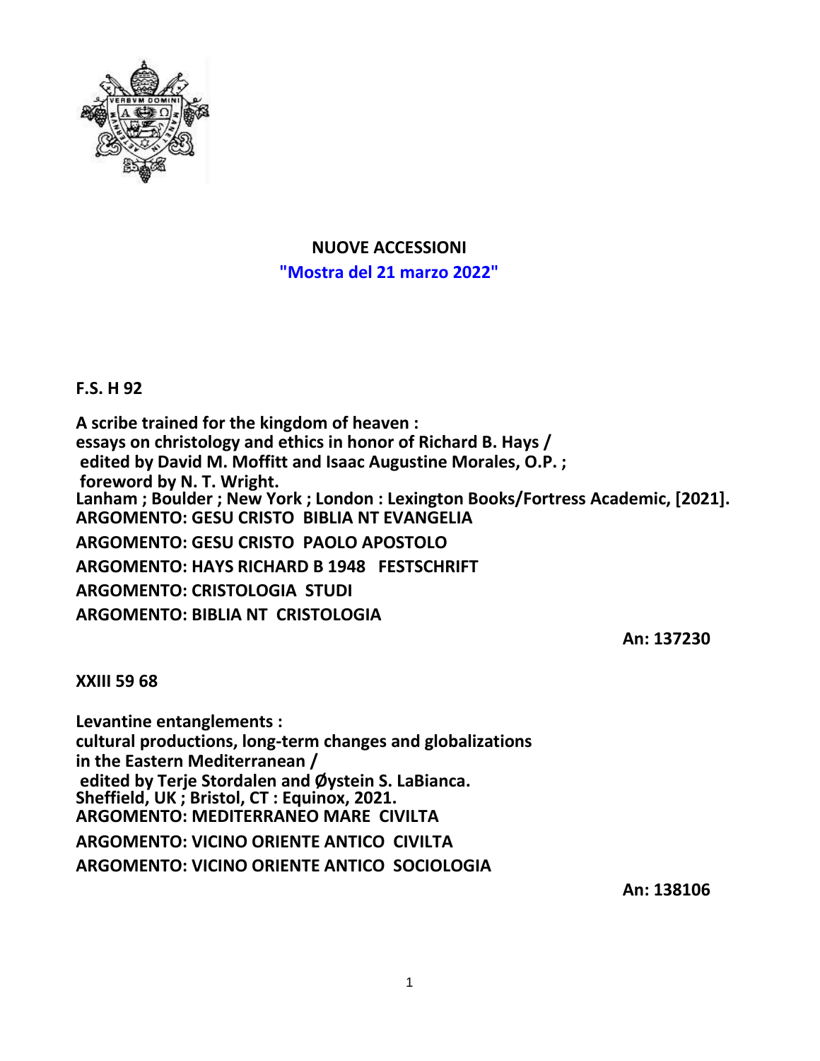**NUOVE ACCESSIONI**

**"Mostra del 21 marzo 2022"**

**F.S. H 92**

**A scribe trained for the kingdom of heaven :**
**essays on christology and ethics in honor of Richard B. Hays /**
**edited by David M. Moffitt and Isaac Augustine Morales, O.P. ;**
**foreword by N. T. Wright.**
**Lanham ; Boulder ; New York ; London : Lexington Books/Fortress Academic, [2021].**
**ARGOMENTO: GESU CRISTO BIBLIA NT EVANGELIA**
**ARGOMENTO: GESU CRISTO PAOLO APOSTOLO**
**ARGOMENTO: HAYS RICHARD B 1948 FESTSCHRIFT**
**ARGOMENTO: CRISTOLOGIA STUDI**
**ARGOMENTO: BIBLIA NT CRISTOLOGIA**

**An: 137230**

**XXIII 59 68**

**Levantine entanglements :**
**cultural productions, long-term changes and globalizations**
**in the Eastern Mediterranean /**
**edited by Terje Stordalen and Øystein S. LaBianca.**
**Sheffield, UK ; Bristol, CT : Equinox, 2021.**
**ARGOMENTO: MEDITERRANEO MARE CIVILTA**
**ARGOMENTO: VICINO ORIENTE ANTICO CIVILTA**
**ARGOMENTO: VICINO ORIENTE ANTICO SOCIOLOGIA**

**An: 138106**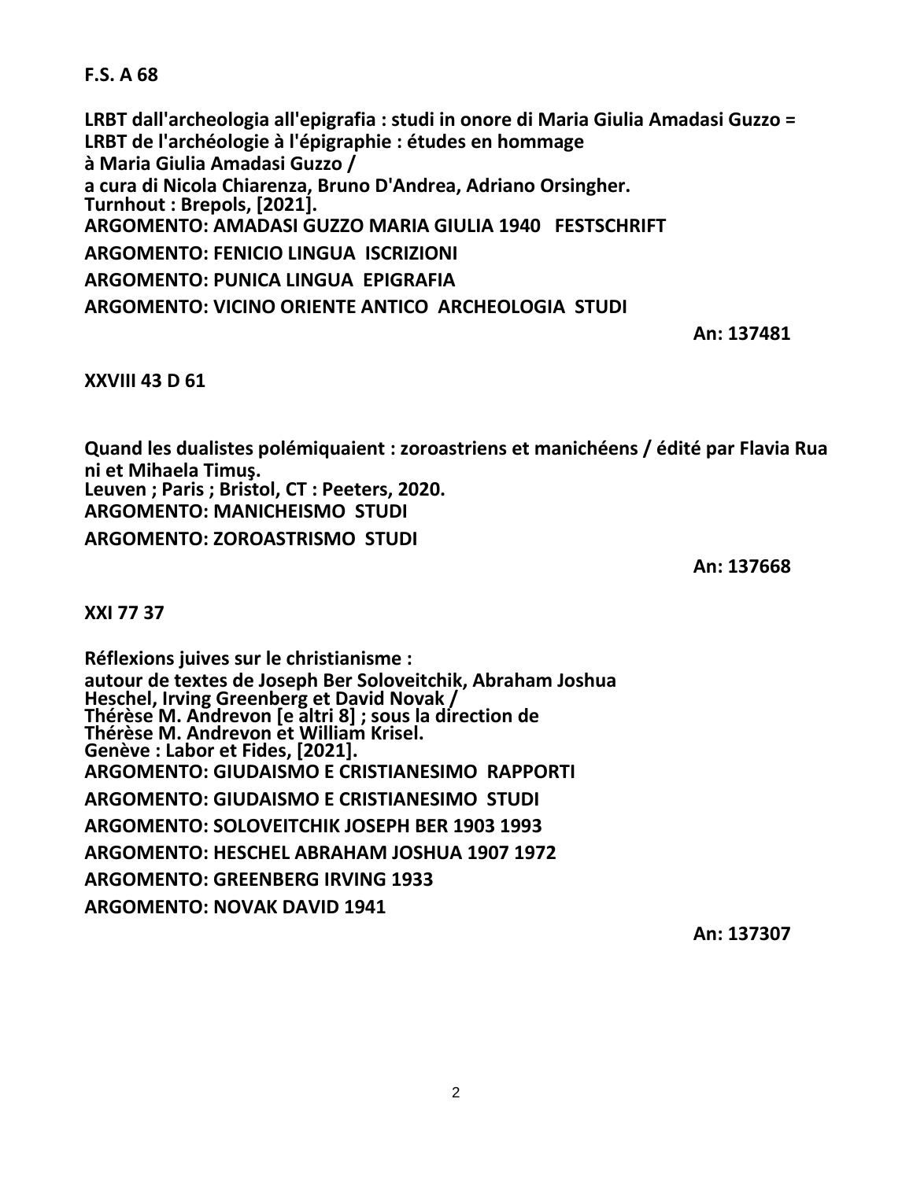**F.S. A 68**

**LRBT dall'archeologia all'epigrafia : studi in onore di Maria Giulia Amadasi Guzzo = LRBT de l'archéologie à l'épigraphie : études en hommage à Maria Giulia Amadasi Guzzo /**
**a cura di Nicola Chiarenza, Bruno D'Andrea, Adriano Orsingher.**
**Turnhout : Brepols, [2021].**
**ARGOMENTO: AMADASI GUZZO MARIA GIULIA 1940 FESTSCHRIFT**
**ARGOMENTO: FENICIO LINGUA ISCRIZIONI**
**ARGOMENTO: PUNICA LINGUA EPIGRAFIA**
**ARGOMENTO: VICINO ORIENTE ANTICO ARCHEOLOGIA STUDI**

**An: 137481**

**XXVIII 43 D 61**

**Quand les dualistes polémiquaient : zoroastriens et manichéens / édité par Flavia Rua ni et Mihaela Timuş.**
**Leuven ; Paris ; Bristol, CT : Peeters, 2020.**
**ARGOMENTO: MANICHEISMO STUDI**
**ARGOMENTO: ZOROASTRISMO STUDI**

**An: 137668**

**XXI 77 37**

**Réflexions juives sur le christianisme :**
**autour de textes de Joseph Ber Soloveitchik, Abraham Joshua Heschel, Irving Greenberg et David Novak /**
**Thérèse M. Andrevon [e altri 8] ; sous la direction de Thérèse M. Andrevon et William Krisel.**
**Genève : Labor et Fides, [2021].**
**ARGOMENTO: GIUDAISMO E CRISTIANESIMO RAPPORTI**
**ARGOMENTO: GIUDAISMO E CRISTIANESIMO STUDI**
**ARGOMENTO: SOLOVEITCHIK JOSEPH BER 1903 1993**
**ARGOMENTO: HESCHEL ABRAHAM JOSHUA 1907 1972**
**ARGOMENTO: GREENBERG IRVING 1933**
**ARGOMENTO: NOVAK DAVID 1941**

**An: 137307**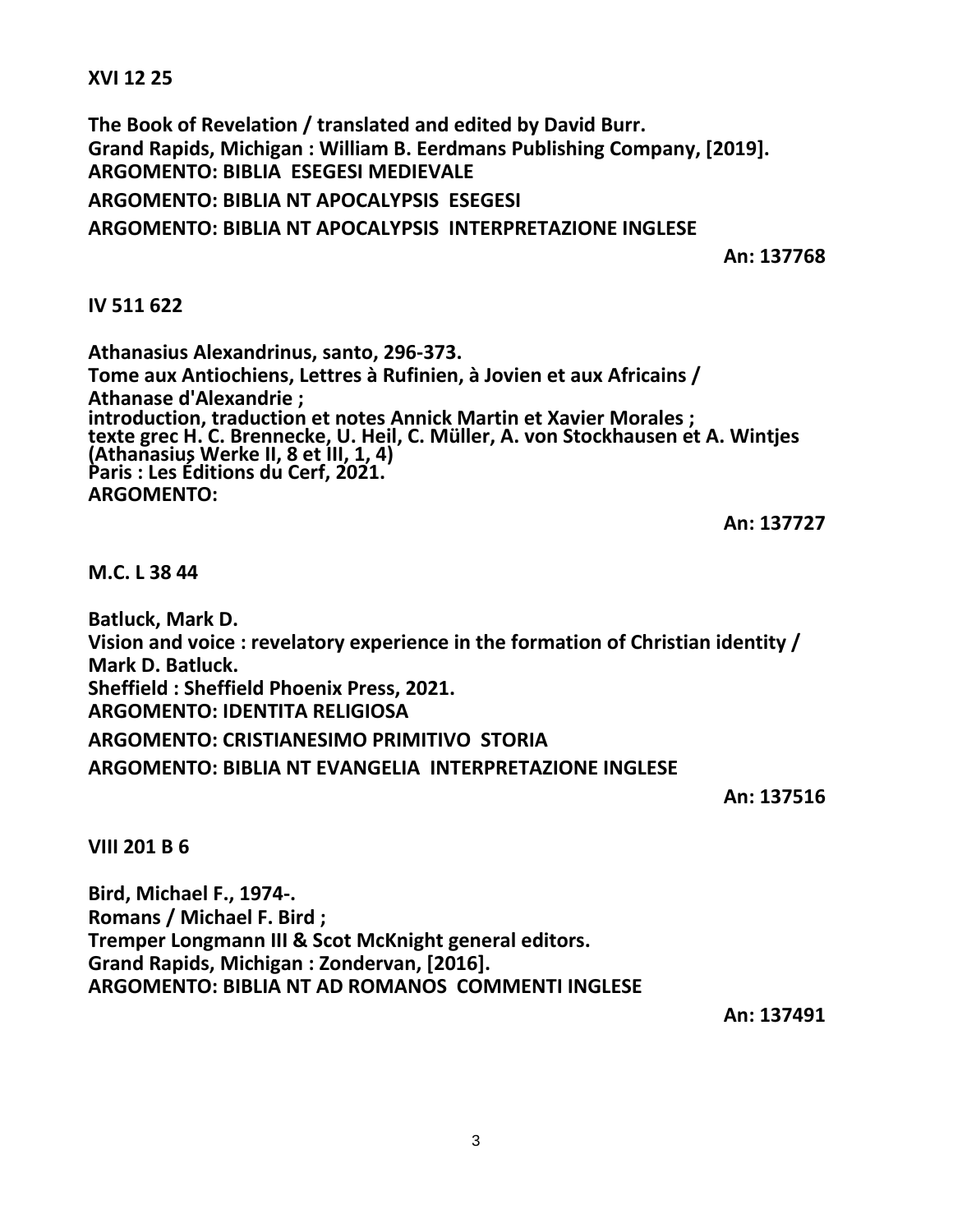**XVI 12 25**

**The Book of Revelation / translated and edited by David Burr.**
**Grand Rapids, Michigan : William B. Eerdmans Publishing Company, [2019].**
**ARGOMENTO: BIBLIA ESEGESI MEDIEVALE**
**ARGOMENTO: BIBLIA NT APOCALYPSIS ESEGESI**
**ARGOMENTO: BIBLIA NT APOCALYPSIS INTERPRETAZIONE INGLESE**

**An: 137768**

**IV 511 622**

**Athanasius Alexandrinus, santo, 296-373.**
**Tome aux Antiochiens, Lettres à Rufinien, à Jovien et aux Africains /**
**Athanase d'Alexandrie ;**
**introduction, traduction et notes Annick Martin et Xavier Morales ;**
**texte grec H. C. Brennecke, U. Heil, C. Müller, A. von Stockhausen et A. Wintjes**
**(Athanasius Werke II, 8 et III, 1, 4)**
**Paris : Les Éditions du Cerf, 2021.**
**ARGOMENTO:**

**An: 137727**

**M.C. L 38 44**

**Batluck, Mark D.**
**Vision and voice : revelatory experience in the formation of Christian identity /**
**Mark D. Batluck.**
**Sheffield : Sheffield Phoenix Press, 2021.**
**ARGOMENTO: IDENTITA RELIGIOSA**
**ARGOMENTO: CRISTIANESIMO PRIMITIVO STORIA**
**ARGOMENTO: BIBLIA NT EVANGELIA INTERPRETAZIONE INGLESE**

**An: 137516**

**VIII 201 B 6**

**Bird, Michael F., 1974-.**
**Romans / Michael F. Bird ;**
**Tremper Longmann III & Scot McKnight general editors.**
**Grand Rapids, Michigan : Zondervan, [2016].**
**ARGOMENTO: BIBLIA NT AD ROMANOS COMMENTI INGLESE**

**An: 137491**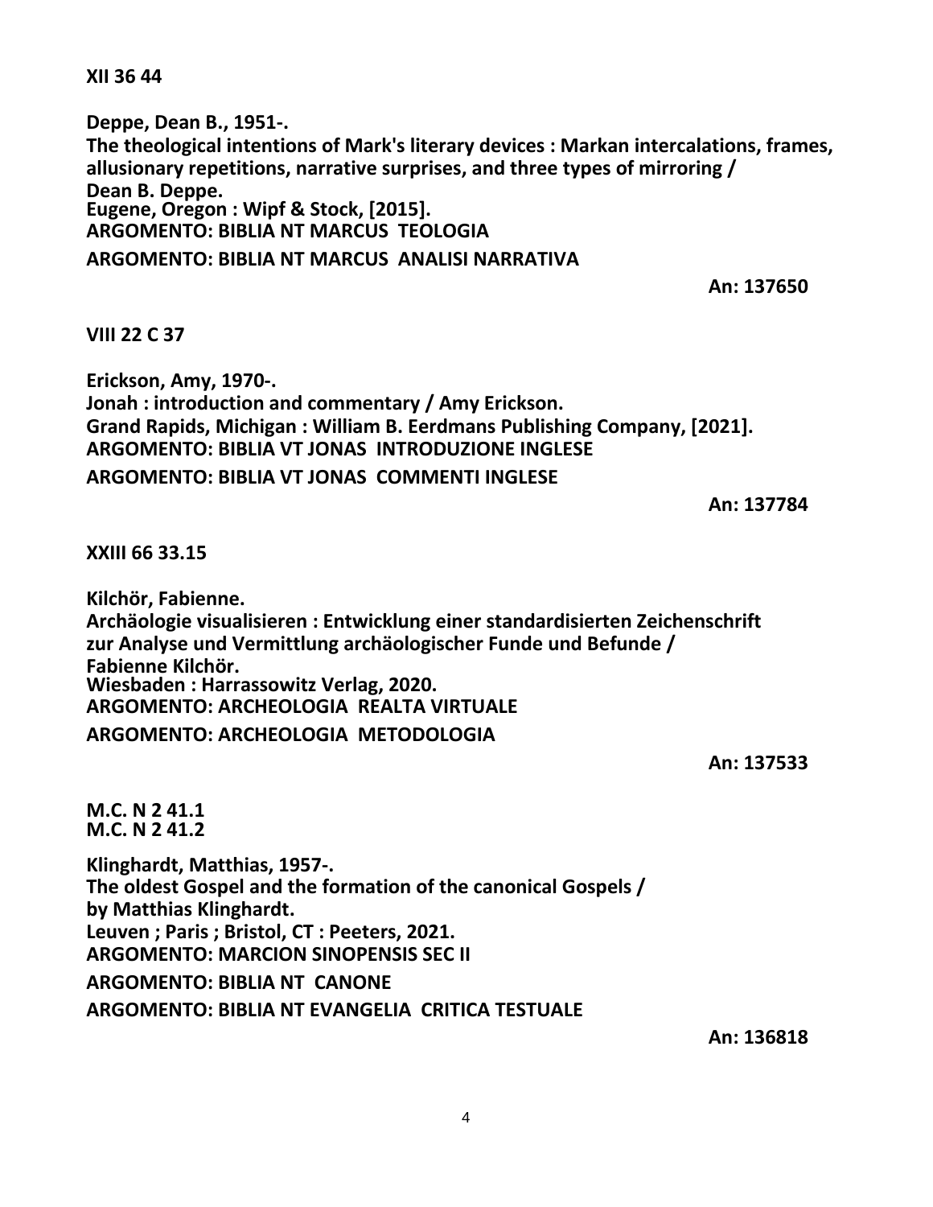**XII 36 44**

**Deppe, Dean B., 1951-.**
**The theological intentions of Mark's literary devices : Markan intercalations, frames, allusionary repetitions, narrative surprises, and three types of mirroring /**
**Dean B. Deppe.**
**Eugene, Oregon : Wipf & Stock, [2015].**
**ARGOMENTO: BIBLIA NT MARCUS TEOLOGIA**
**ARGOMENTO: BIBLIA NT MARCUS ANALISI NARRATIVA**

**An: 137650**

**VIII 22 C 37**

**Erickson, Amy, 1970-.**
**Jonah : introduction and commentary / Amy Erickson.**
**Grand Rapids, Michigan : William B. Eerdmans Publishing Company, [2021].**
**ARGOMENTO: BIBLIA VT JONAS INTRODUZIONE INGLESE**
**ARGOMENTO: BIBLIA VT JONAS COMMENTI INGLESE**

**An: 137784**

**XXIII 66 33.15**

**Kilchör, Fabienne.**
**Archäologie visualisieren : Entwicklung einer standardisierten Zeichenschrift zur Analyse und Vermittlung archäologischer Funde und Befunde /**
**Fabienne Kilchör.**
**Wiesbaden : Harrassowitz Verlag, 2020.**
**ARGOMENTO: ARCHEOLOGIA REALTA VIRTUALE**
**ARGOMENTO: ARCHEOLOGIA METODOLOGIA**

**An: 137533**

**M.C. N 2 41.1**
**M.C. N 2 41.2**

**Klinghardt, Matthias, 1957-.**
**The oldest Gospel and the formation of the canonical Gospels /**
**by Matthias Klinghardt.**
**Leuven ; Paris ; Bristol, CT : Peeters, 2021.**
**ARGOMENTO: MARCION SINOPENSIS SEC II**
**ARGOMENTO: BIBLIA NT CANONE**
**ARGOMENTO: BIBLIA NT EVANGELIA CRITICA TESTUALE**

**An: 136818**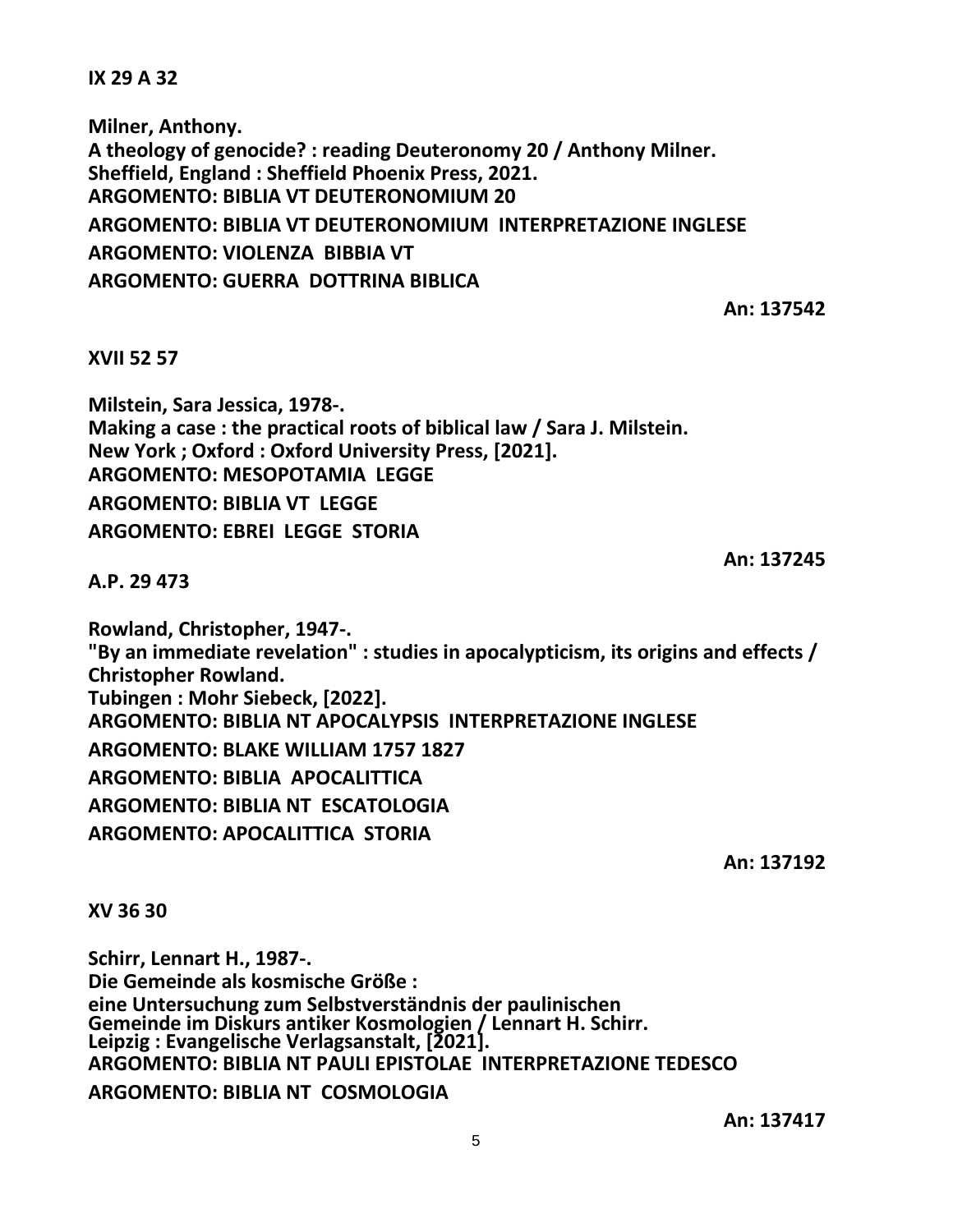**IX 29 A 32**

**Milner, Anthony.**
**A theology of genocide? : reading Deuteronomy 20 / Anthony Milner.**
**Sheffield, England : Sheffield Phoenix Press, 2021.**
**ARGOMENTO: BIBLIA VT DEUTERONOMIUM 20**
**ARGOMENTO: BIBLIA VT DEUTERONOMIUM INTERPRETAZIONE INGLESE**
**ARGOMENTO: VIOLENZA BIBBIA VT**
**ARGOMENTO: GUERRA DOTTRINA BIBLICA**

**An: 137542**

**XVII 52 57**

**Milstein, Sara Jessica, 1978-.**
**Making a case : the practical roots of biblical law / Sara J. Milstein.**
**New York ; Oxford : Oxford University Press, [2021].**
**ARGOMENTO: MESOPOTAMIA LEGGE**
**ARGOMENTO: BIBLIA VT LEGGE**
**ARGOMENTO: EBREI LEGGE STORIA**

**An: 137245**

**A.P. 29 473**

**Rowland, Christopher, 1947-.**
**"By an immediate revelation" : studies in apocalypticism, its origins and effects / Christopher Rowland.**
**Tubingen : Mohr Siebeck, [2022].**
**ARGOMENTO: BIBLIA NT APOCALYPSIS INTERPRETAZIONE INGLESE**
**ARGOMENTO: BLAKE WILLIAM 1757 1827**
**ARGOMENTO: BIBLIA APOCALITTICA**
**ARGOMENTO: BIBLIA NT ESCATOLOGIA**
**ARGOMENTO: APOCALITTICA STORIA**

**An: 137192**

**XV 36 30**

**Schirr, Lennart H., 1987-.**
**Die Gemeinde als kosmische Größe :**
**eine Untersuchung zum Selbstverständnis der paulinischen Gemeinde im Diskurs antiker Kosmologien / Lennart H. Schirr.**
**Leipzig : Evangelische Verlagsanstalt, [2021].**
**ARGOMENTO: BIBLIA NT PAULI EPISTOLAE INTERPRETAZIONE TEDESCO**
**ARGOMENTO: BIBLIA NT COSMOLOGIA**

**An: 137417**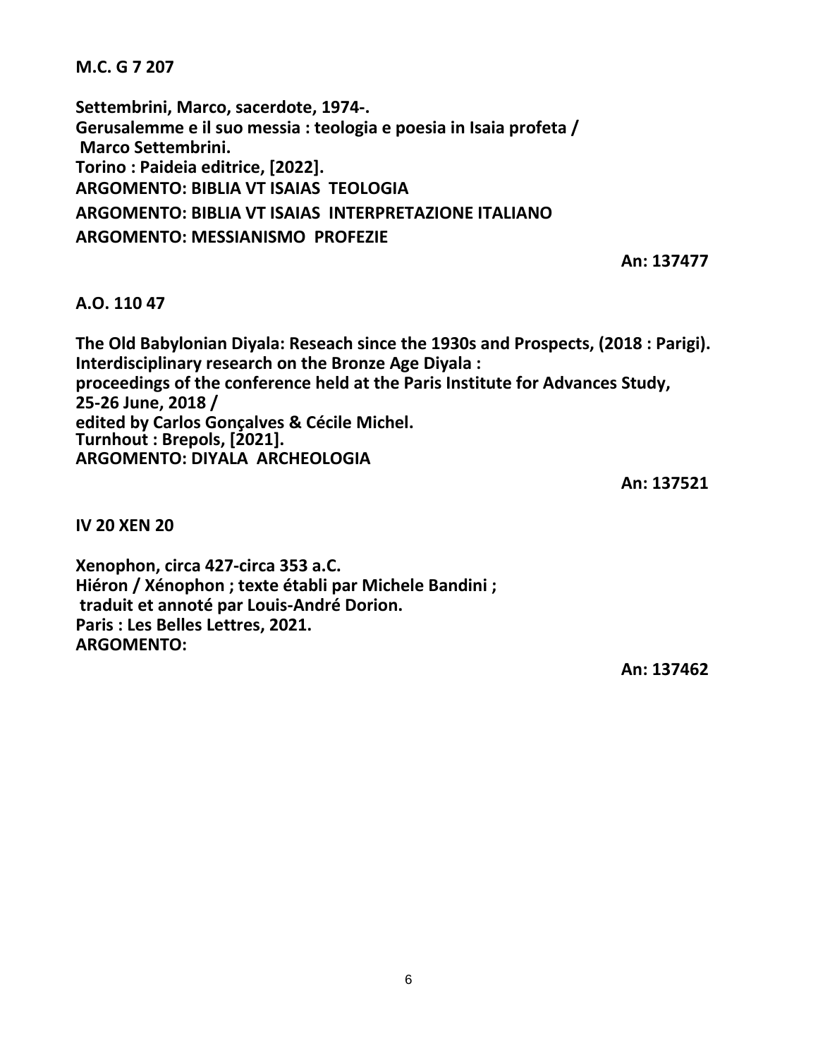**M.C. G 7 207**

**Settembrini, Marco, sacerdote, 1974-.**
**Gerusalemme e il suo messia : teologia e poesia in Isaia profeta /**
**Marco Settembrini.**
**Torino : Paideia editrice, [2022].**
**ARGOMENTO: BIBLIA VT ISAIAS TEOLOGIA**
**ARGOMENTO: BIBLIA VT ISAIAS INTERPRETAZIONE ITALIANO**
**ARGOMENTO: MESSIANISMO PROFEZIE**

**An: 137477**

**A.O. 110 47**

**The Old Babylonian Diyala: Reseach since the 1930s and Prospects, (2018 : Parigi).**
**Interdisciplinary research on the Bronze Age Diyala :**
**proceedings of the conference held at the Paris Institute for Advances Study,**
**25-26 June, 2018 /**
**edited by Carlos Gonçalves & Cécile Michel.**
**Turnhout : Brepols, [2021].**
**ARGOMENTO: DIYALA ARCHEOLOGIA**

**An: 137521**

**IV 20 XEN 20**

**Xenophon, circa 427-circa 353 a.C.**
**Hiéron / Xénophon ; texte établi par Michele Bandini ;**
**traduit et annoté par Louis-André Dorion.**
**Paris : Les Belles Lettres, 2021.**
**ARGOMENTO:**

**An: 137462**